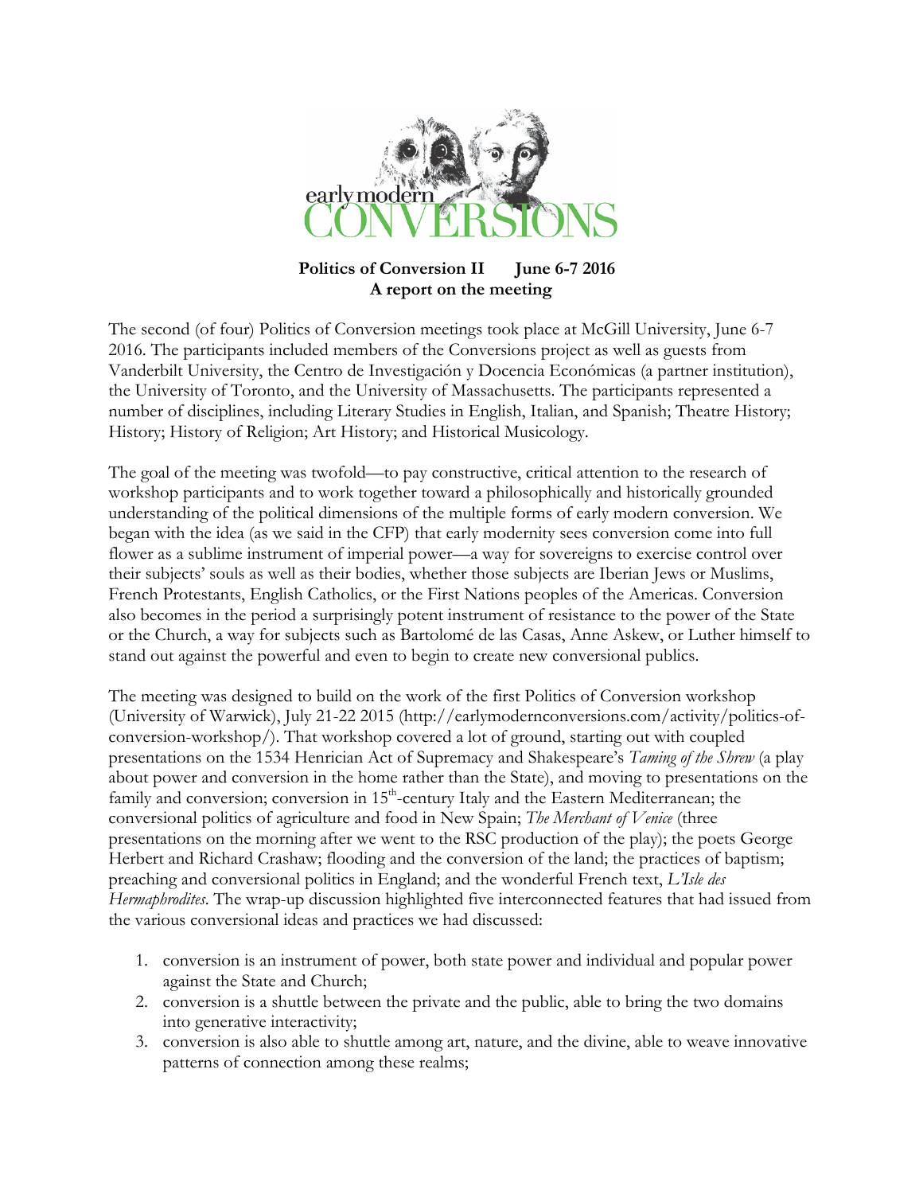early modern CONVERSIONS

**Politics of Conversion II June 6-7 2016**
**A report on the meeting**

The second (of four) Politics of Conversion meetings took place at McGill University, June 6-7 2016. The participants included members of the Conversions project as well as guests from Vanderbilt University, the Centro de Investigación y Docencia Económicas (a partner institution), the University of Toronto, and the University of Massachusetts. The participants represented a number of disciplines, including Literary Studies in English, Italian, and Spanish; Theatre History; History; History of Religion; Art History; and Historical Musicology.

The goal of the meeting was twofold—to pay constructive, critical attention to the research of workshop participants and to work together toward a philosophically and historically grounded understanding of the political dimensions of the multiple forms of early modern conversion. We began with the idea (as we said in the CFP) that early modernity sees conversion come into full flower as a sublime instrument of imperial power—a way for sovereigns to exercise control over their subjects' souls as well as their bodies, whether those subjects are Iberian Jews or Muslims, French Protestants, English Catholics, or the First Nations peoples of the Americas. Conversion also becomes in the period a surprisingly potent instrument of resistance to the power of the State or the Church, a way for subjects such as Bartolomé de las Casas, Anne Askew, or Luther himself to stand out against the powerful and even to begin to create new conversional publics.

The meeting was designed to build on the work of the first Politics of Conversion workshop (University of Warwick), July 21-22 2015 (http://earlymodernconversions.com/activity/politics-of-conversion-workshop/). That workshop covered a lot of ground, starting out with coupled presentations on the 1534 Henrician Act of Supremacy and Shakespeare's *Taming of the Shrew* (a play about power and conversion in the home rather than the State), and moving to presentations on the family and conversion; conversion in 15th-century Italy and the Eastern Mediterranean; the conversional politics of agriculture and food in New Spain; *The Merchant of Venice* (three presentations on the morning after we went to the RSC production of the play); the poets George Herbert and Richard Crashaw; flooding and the conversion of the land; the practices of baptism; preaching and conversional politics in England; and the wonderful French text, *L'Isle des Hermaphrodites*. The wrap-up discussion highlighted five interconnected features that had issued from the various conversional ideas and practices we had discussed:

1. conversion is an instrument of power, both state power and individual and popular power against the State and Church;
2. conversion is a shuttle between the private and the public, able to bring the two domains into generative interactivity;
3. conversion is also able to shuttle among art, nature, and the divine, able to weave innovative patterns of connection among these realms;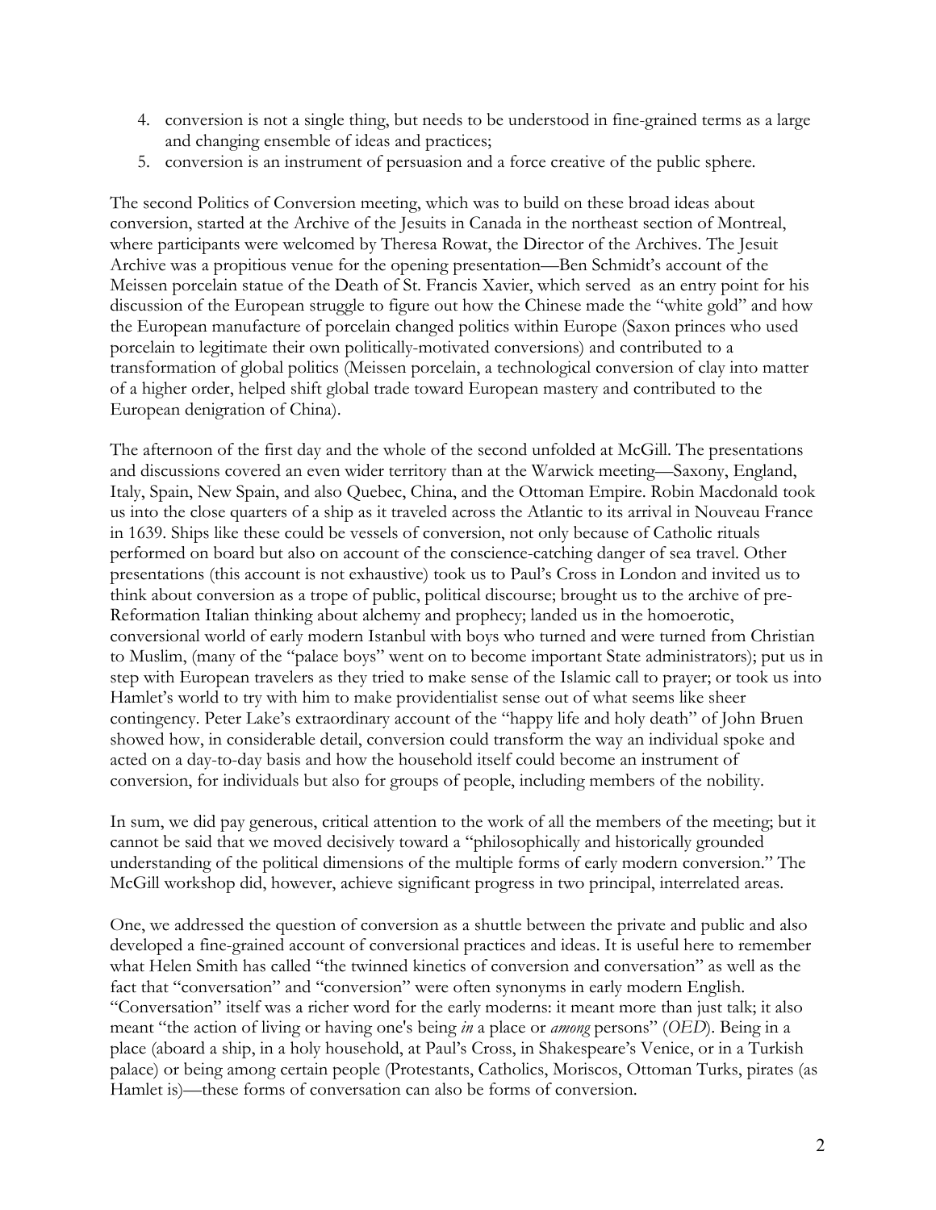4. conversion is not a single thing, but needs to be understood in fine-grained terms as a large and changing ensemble of ideas and practices;
5. conversion is an instrument of persuasion and a force creative of the public sphere.

The second Politics of Conversion meeting, which was to build on these broad ideas about conversion, started at the Archive of the Jesuits in Canada in the northeast section of Montreal, where participants were welcomed by Theresa Rowat, the Director of the Archives. The Jesuit Archive was a propitious venue for the opening presentation—Ben Schmidt's account of the Meissen porcelain statue of the Death of St. Francis Xavier, which served as an entry point for his discussion of the European struggle to figure out how the Chinese made the "white gold" and how the European manufacture of porcelain changed politics within Europe (Saxon princes who used porcelain to legitimate their own politically-motivated conversions) and contributed to a transformation of global politics (Meissen porcelain, a technological conversion of clay into matter of a higher order, helped shift global trade toward European mastery and contributed to the European denigration of China).

The afternoon of the first day and the whole of the second unfolded at McGill. The presentations and discussions covered an even wider territory than at the Warwick meeting—Saxony, England, Italy, Spain, New Spain, and also Quebec, China, and the Ottoman Empire. Robin Macdonald took us into the close quarters of a ship as it traveled across the Atlantic to its arrival in Nouveau France in 1639. Ships like these could be vessels of conversion, not only because of Catholic rituals performed on board but also on account of the conscience-catching danger of sea travel. Other presentations (this account is not exhaustive) took us to Paul's Cross in London and invited us to think about conversion as a trope of public, political discourse; brought us to the archive of pre-Reformation Italian thinking about alchemy and prophecy; landed us in the homoerotic, conversional world of early modern Istanbul with boys who turned and were turned from Christian to Muslim, (many of the "palace boys" went on to become important State administrators); put us in step with European travelers as they tried to make sense of the Islamic call to prayer; or took us into Hamlet's world to try with him to make providentialist sense out of what seems like sheer contingency. Peter Lake's extraordinary account of the "happy life and holy death" of John Bruen showed how, in considerable detail, conversion could transform the way an individual spoke and acted on a day-to-day basis and how the household itself could become an instrument of conversion, for individuals but also for groups of people, including members of the nobility.

In sum, we did pay generous, critical attention to the work of all the members of the meeting; but it cannot be said that we moved decisively toward a "philosophically and historically grounded understanding of the political dimensions of the multiple forms of early modern conversion." The McGill workshop did, however, achieve significant progress in two principal, interrelated areas.

One, we addressed the question of conversion as a shuttle between the private and public and also developed a fine-grained account of conversional practices and ideas. It is useful here to remember what Helen Smith has called "the twinned kinetics of conversion and conversation" as well as the fact that "conversation" and "conversion" were often synonyms in early modern English. "Conversation" itself was a richer word for the early moderns: it meant more than just talk; it also meant "the action of living or having one's being *in* a place or *among* persons" (*OED*). Being in a place (aboard a ship, in a holy household, at Paul's Cross, in Shakespeare's Venice, or in a Turkish palace) or being among certain people (Protestants, Catholics, Moriscos, Ottoman Turks, pirates (as Hamlet is)—these forms of conversation can also be forms of conversion.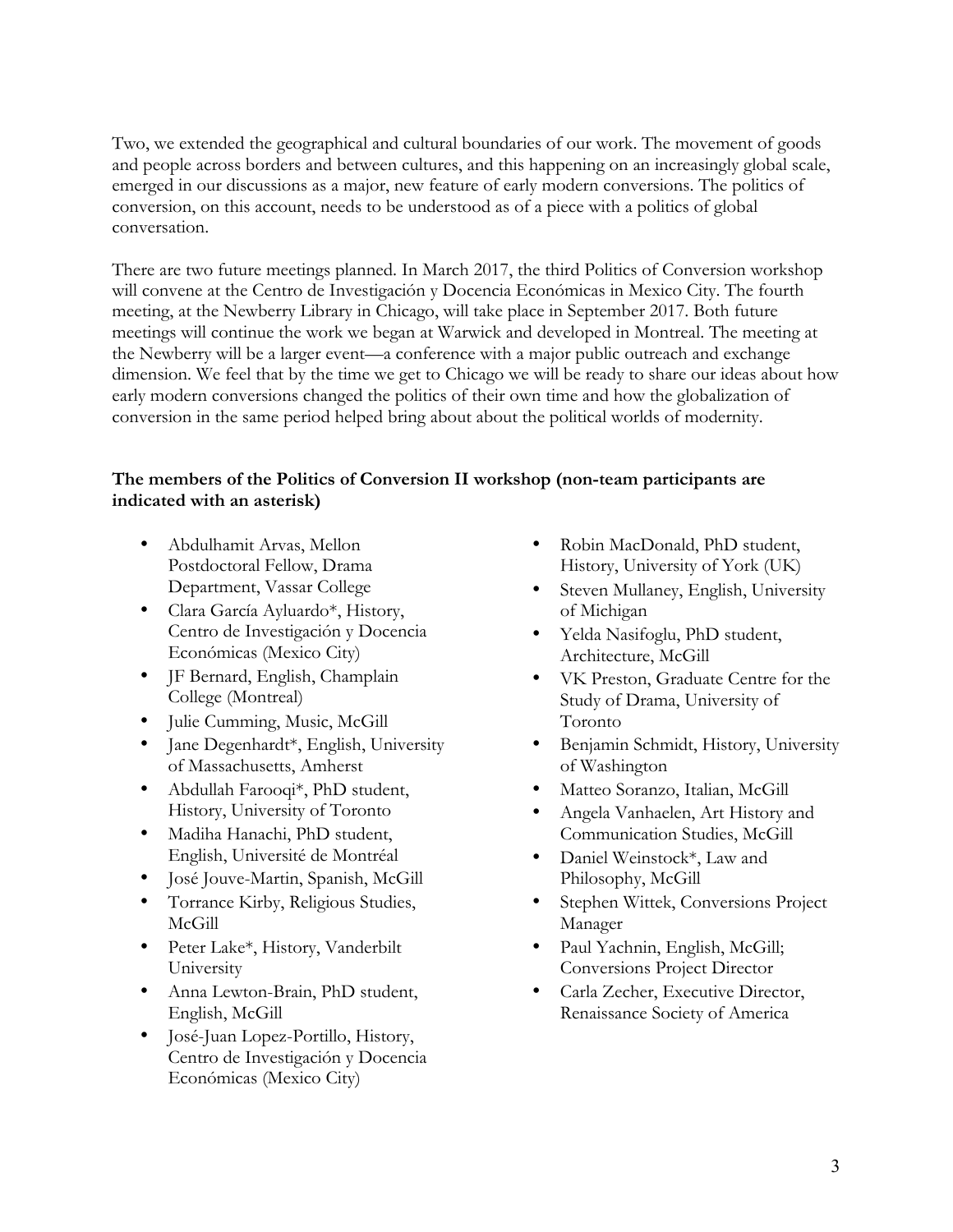Two, we extended the geographical and cultural boundaries of our work. The movement of goods and people across borders and between cultures, and this happening on an increasingly global scale, emerged in our discussions as a major, new feature of early modern conversions. The politics of conversion, on this account, needs to be understood as of a piece with a politics of global conversation.

There are two future meetings planned. In March 2017, the third Politics of Conversion workshop will convene at the Centro de Investigación y Docencia Económicas in Mexico City. The fourth meeting, at the Newberry Library in Chicago, will take place in September 2017. Both future meetings will continue the work we began at Warwick and developed in Montreal. The meeting at the Newberry will be a larger event—a conference with a major public outreach and exchange dimension. We feel that by the time we get to Chicago we will be ready to share our ideas about how early modern conversions changed the politics of their own time and how the globalization of conversion in the same period helped bring about about the political worlds of modernity.

**The members of the Politics of Conversion II workshop (non-team participants are indicated with an asterisk)**

- Abdulhamit Arvas, Mellon Postdoctoral Fellow, Drama Department, Vassar College
- Clara García Ayluardo*, History, Centro de Investigación y Docencia Económicas (Mexico City)
- JF Bernard, English, Champlain College (Montreal)
- Julie Cumming, Music, McGill
- Jane Degenhardt*, English, University of Massachusetts, Amherst
- Abdullah Farooqi*, PhD student, History, University of Toronto
- Madiha Hanachi, PhD student, English, Université de Montréal
- José Jouve-Martin, Spanish, McGill
- Torrance Kirby, Religious Studies, McGill
- Peter Lake*, History, Vanderbilt University
- Anna Lewton-Brain, PhD student, English, McGill
- José-Juan Lopez-Portillo, History, Centro de Investigación y Docencia Económicas (Mexico City)
- Robin MacDonald, PhD student, History, University of York (UK)
- Steven Mullaney, English, University of Michigan
- Yelda Nasifoglu, PhD student, Architecture, McGill
- VK Preston, Graduate Centre for the Study of Drama, University of Toronto
- Benjamin Schmidt, History, University of Washington
- Matteo Soranzo, Italian, McGill
- Angela Vanhaelen, Art History and Communication Studies, McGill
- Daniel Weinstock*, Law and Philosophy, McGill
- Stephen Wittek, Conversions Project Manager
- Paul Yachnin, English, McGill; Conversions Project Director
- Carla Zecher, Executive Director, Renaissance Society of America